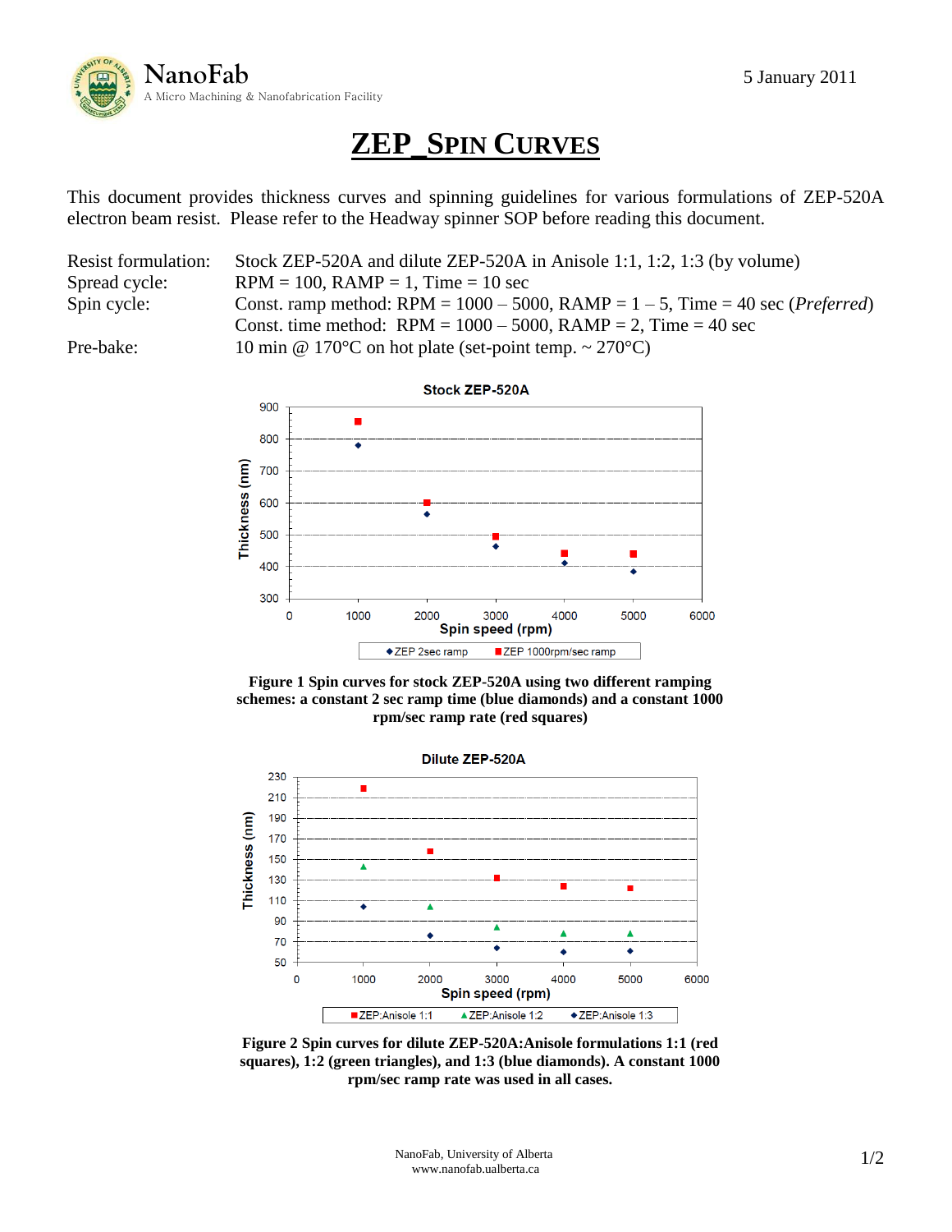NanoFab
A Micro Machining & Nanofabrication Facility

5 January 2011

# ZEP_Spin Curves

This document provides thickness curves and spinning guidelines for various formulations of ZEP-520A electron beam resist. Please refer to the Headway spinner SOP before reading this document.

| | |
|---|---|
| Resist formulation: | Stock ZEP-520A and dilute ZEP-520A in Anisole 1:1, 1:2, 1:3 (by volume) |
| Spread cycle: | RPM = 100, RAMP = 1, Time = 10 sec |
| Spin cycle: | Const. ramp method: RPM = 1000 – 5000, RAMP = 1 – 5, Time = 40 sec (*Preferred*) |
| | Const. time method: RPM = 1000 – 5000, RAMP = 2, Time = 40 sec |
| Pre-bake: | 10 min @ 170°C on hot plate (set-point temp. ~ 270°C) |

**Figure 1 Spin curves for stock ZEP-520A using two different ramping schemes: a constant 2 sec ramp time (blue diamonds) and a constant 1000 rpm/sec ramp rate (red squares)**

**Figure 2 Spin curves for dilute ZEP-520A:Anisole formulations 1:1 (red squares), 1:2 (green triangles), and 1:3 (blue diamonds). A constant 1000 rpm/sec ramp rate was used in all cases.**

NanoFab, University of Alberta
www.nanofab.ualberta.ca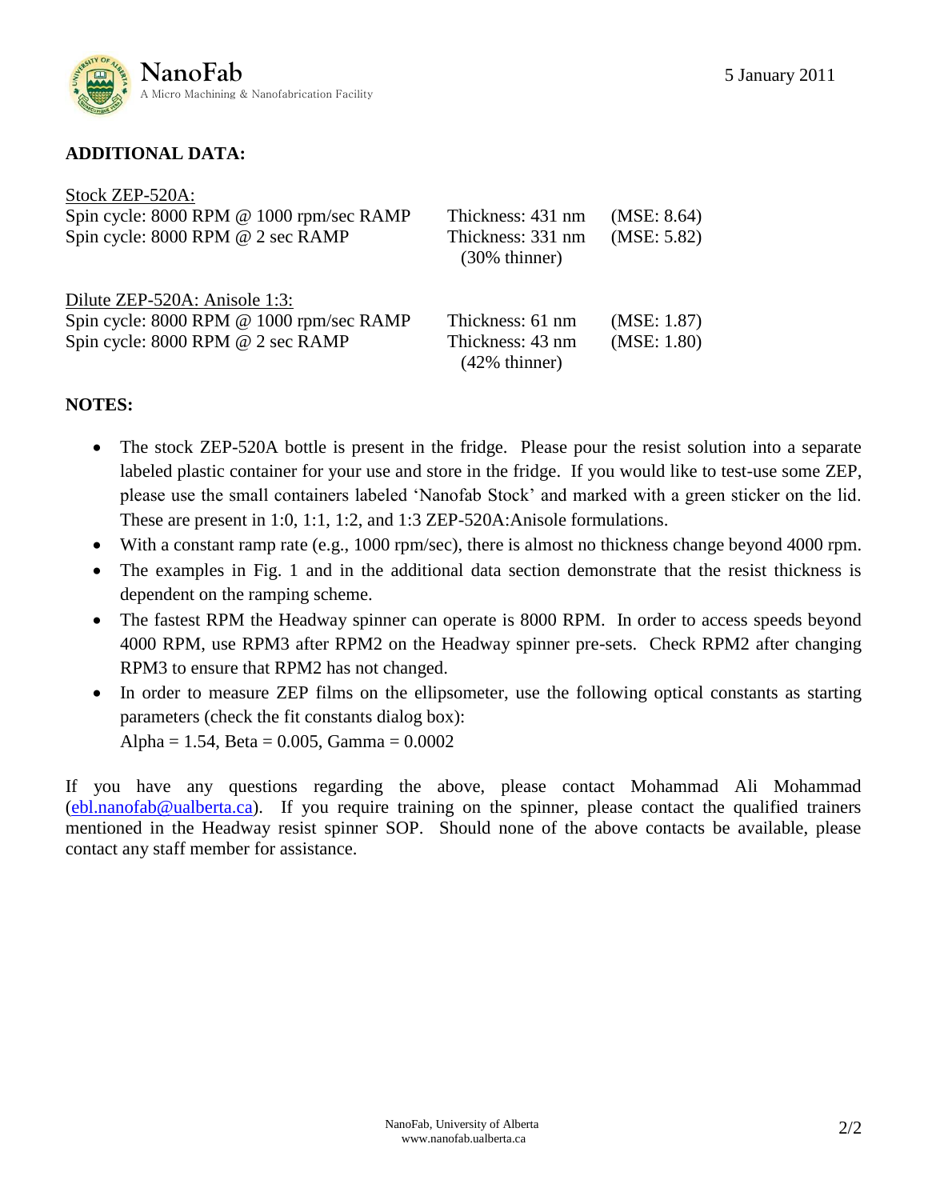**ADDITIONAL DATA:**

Stock ZEP-520A:

| | | |
|---|---|---|
| Spin cycle: 8000 RPM @ 1000 rpm/sec RAMP | Thickness: 431 nm | (MSE: 8.64) |
| Spin cycle: 8000 RPM @ 2 sec RAMP | Thickness: 331 nm (30% thinner) | (MSE: 5.82) |

Dilute ZEP-520A: Anisole 1:3:

| | | |
|---|---|---|
| Spin cycle: 8000 RPM @ 1000 rpm/sec RAMP | Thickness: 61 nm | (MSE: 1.87) |
| Spin cycle: 8000 RPM @ 2 sec RAMP | Thickness: 43 nm (42% thinner) | (MSE: 1.80) |

**NOTES:**

- The stock ZEP-520A bottle is present in the fridge. Please pour the resist solution into a separate labeled plastic container for your use and store in the fridge. If you would like to test-use some ZEP, please use the small containers labeled 'Nanofab Stock' and marked with a green sticker on the lid. These are present in 1:0, 1:1, 1:2, and 1:3 ZEP-520A:Anisole formulations.
- With a constant ramp rate (e.g., 1000 rpm/sec), there is almost no thickness change beyond 4000 rpm.
- The examples in Fig. 1 and in the additional data section demonstrate that the resist thickness is dependent on the ramping scheme.
- The fastest RPM the Headway spinner can operate is 8000 RPM. In order to access speeds beyond 4000 RPM, use RPM3 after RPM2 on the Headway spinner pre-sets. Check RPM2 after changing RPM3 to ensure that RPM2 has not changed.
- In order to measure ZEP films on the ellipsometer, use the following optical constants as starting parameters (check the fit constants dialog box):
  Alpha = 1.54, Beta = 0.005, Gamma = 0.0002

If you have any questions regarding the above, please contact Mohammad Ali Mohammad (ebl.nanofab@ualberta.ca). If you require training on the spinner, please contact the qualified trainers mentioned in the Headway resist spinner SOP. Should none of the above contacts be available, please contact any staff member for assistance.